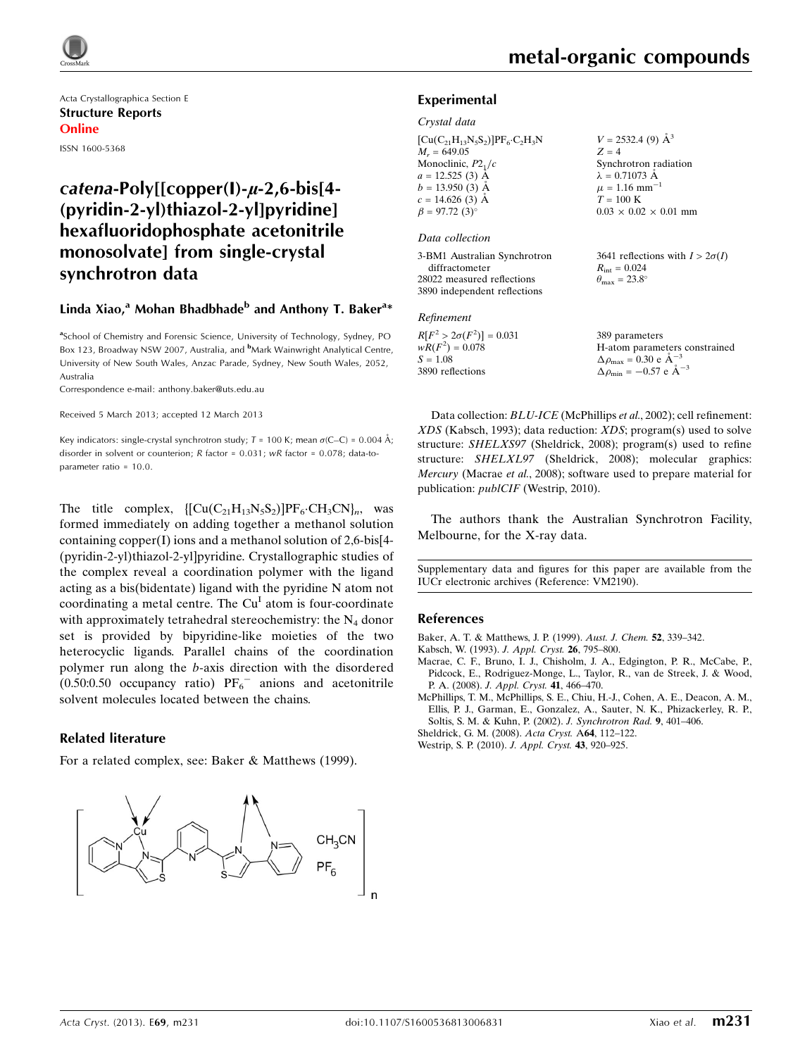Acta Crystallographica Section E
**Structure Reports Online**
ISSN 1600-5368

# *catena*-Poly[[copper(I)-μ-2,6-bis[4-(pyridin-2-yl)thiazol-2-yl]pyridine] hexafluoridophosphate acetonitrile monosolvate] from single-crystal synchrotron data

**Linda Xiao,[a] Mohan Bhadbhade[b] and Anthony T. Baker[a*]**

[a]School of Chemistry and Forensic Science, University of Technology, Sydney, PO Box 123, Broadway NSW 2007, Australia, and [b]Mark Wainwright Analytical Centre, University of New South Wales, Anzac Parade, Sydney, New South Wales, 2052, Australia
Correspondence e-mail: anthony.baker@uts.edu.au

Received 5 March 2013; accepted 12 March 2013

Key indicators: single-crystal synchrotron study; $T$ = 100 K; mean $\sigma$(C–C) = 0.004 Å; disorder in solvent or counterion; $R$ factor = 0.031; $wR$ factor = 0.078; data-to-parameter ratio = 10.0.

The title complex, $\{[Cu(C_{21}H_{13}N_5S_2)]PF_6{\cdot}CH_3CN\}_n$, was formed immediately on adding together a methanol solution containing copper(I) ions and a methanol solution of 2,6-bis[4-(pyridin-2-yl)thiazol-2-yl]pyridine. Crystallographic studies of the complex reveal a coordination polymer with the ligand acting as a bis(bidentate) ligand with the pyridine N atom not coordinating a metal centre. The $Cu^I$ atom is four-coordinate with approximately tetrahedral stereochemistry: the $N_4$ donor set is provided by bipyridine-like moieties of the two heterocyclic ligands. Parallel chains of the coordination polymer run along the $b$-axis direction with the disordered (0.50:0.50 occupancy ratio) $PF_6^-$ anions and acetonitrile solvent molecules located between the chains.

## Related literature

For a related complex, see: Baker & Matthews (1999).

## Experimental

### Crystal data

$[Cu(C_{21}H_{13}N_5S_2)]PF_6{\cdot}C_2H_3N$
$M_r$ = 649.05
Monoclinic, $P2_1/c$
$a$ = 12.525 (3) Å
$b$ = 13.950 (3) Å
$c$ = 14.626 (3) Å
$\beta$ = 97.72 (3)°
$V$ = 2532.4 (9) Å$^3$
$Z$ = 4
Synchrotron radiation
$\lambda$ = 0.71073 Å
$\mu$ = 1.16 mm$^{-1}$
$T$ = 100 K
0.03 × 0.02 × 0.01 mm

### Data collection

3-BM1 Australian Synchrotron diffractometer
28022 measured reflections
3890 independent reflections
3641 reflections with $I > 2\sigma(I)$
$R_{int}$ = 0.024
$\theta_{max}$ = 23.8°

### Refinement

$R[F^2 > 2\sigma(F^2)]$ = 0.031
$wR(F^2)$ = 0.078
$S$ = 1.08
3890 reflections
389 parameters
H-atom parameters constrained
$\Delta\rho_{max}$ = 0.30 e Å$^{-3}$
$\Delta\rho_{min}$ = −0.57 e Å$^{-3}$

Data collection: *BLU-ICE* (McPhillips *et al.*, 2002); cell refinement: *XDS* (Kabsch, 1993); data reduction: *XDS*; program(s) used to solve structure: *SHELXS97* (Sheldrick, 2008); program(s) used to refine structure: *SHELXL97* (Sheldrick, 2008); molecular graphics: *Mercury* (Macrae *et al.*, 2008); software used to prepare material for publication: *publCIF* (Westrip, 2010).

The authors thank the Australian Synchrotron Facility, Melbourne, for the X-ray data.

Supplementary data and figures for this paper are available from the IUCr electronic archives (Reference: VM2190).

## References

Baker, A. T. & Matthews, J. P. (1999). *Aust. J. Chem.* **52**, 339–342.
Kabsch, W. (1993). *J. Appl. Cryst.* **26**, 795–800.
Macrae, C. F., Bruno, I. J., Chisholm, J. A., Edgington, P. R., McCabe, P., Pidcock, E., Rodriguez-Monge, L., Taylor, R., van de Streek, J. & Wood, P. A. (2008). *J. Appl. Cryst.* **41**, 466–470.
McPhillips, T. M., McPhillips, S. E., Chiu, H.-J., Cohen, A. E., Deacon, A. M., Ellis, P. J., Garman, E., Gonzalez, A., Sauter, N. K., Phizackerley, R. P., Soltis, S. M. & Kuhn, P. (2002). *J. Synchrotron Rad.* **9**, 401–406.
Sheldrick, G. M. (2008). *Acta Cryst.* A**64**, 112–122.
Westrip, S. P. (2010). *J. Appl. Cryst.* **43**, 920–925.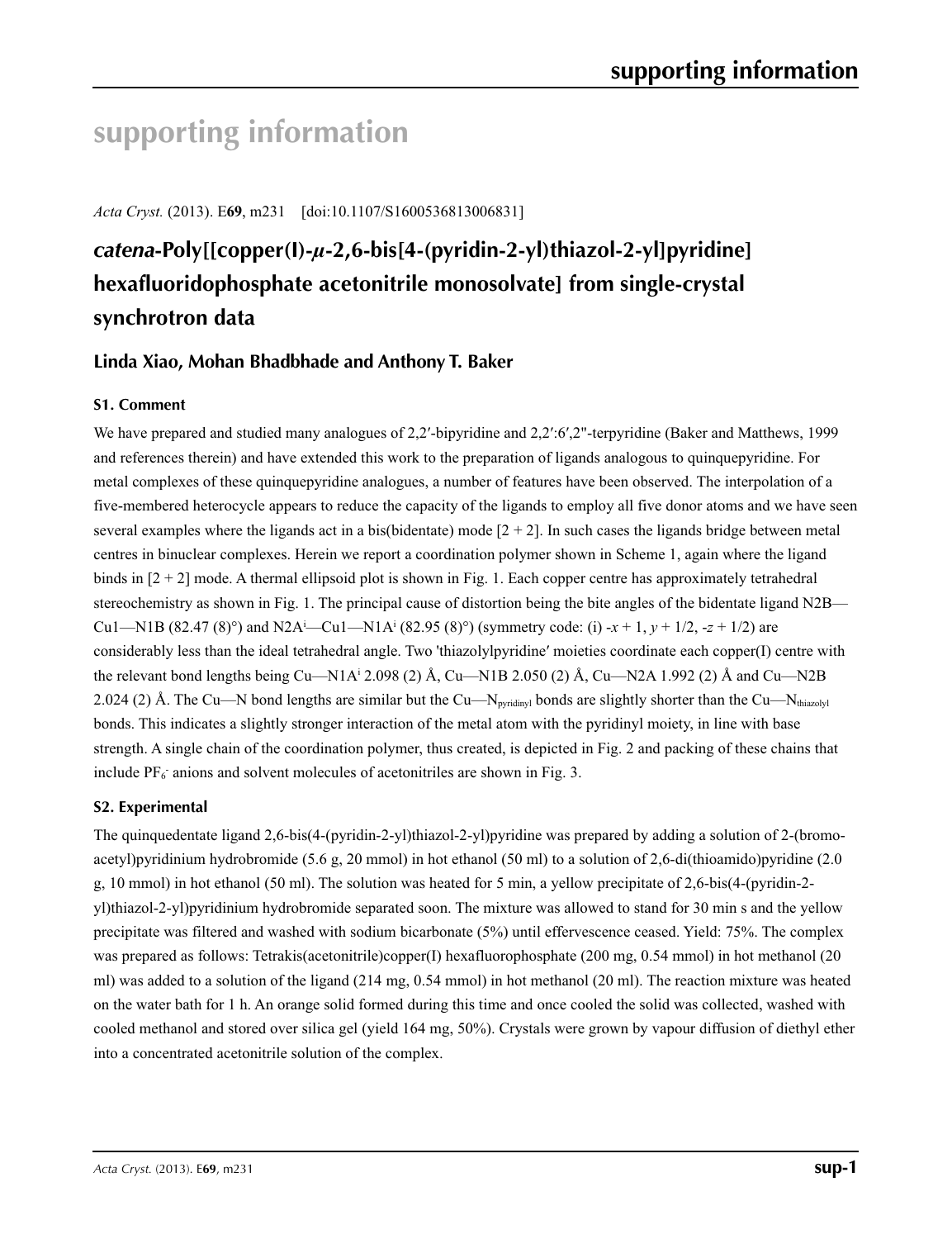# supporting information

*Acta Cryst.* (2013). E**69**, m231 [doi:10.1107/S1600536813006831]

## *catena*-Poly[[copper(I)-*μ*-2,6-bis[4-(pyridin-2-yl)thiazol-2-yl]pyridine] hexafluoridophosphate acetonitrile monosolvate] from single-crystal synchrotron data

### Linda Xiao, Mohan Bhadbhade and Anthony T. Baker

### S1. Comment

We have prepared and studied many analogues of 2,2′-bipyridine and 2,2′:6′,2″-terpyridine (Baker and Matthews, 1999 and references therein) and have extended this work to the preparation of ligands analogous to quinquepyridine. For metal complexes of these quinquepyridine analogues, a number of features have been observed. The interpolation of a five-membered heterocycle appears to reduce the capacity of the ligands to employ all five donor atoms and we have seen several examples where the ligands act in a bis(bidentate) mode [2 + 2]. In such cases the ligands bridge between metal centres in binuclear complexes. Herein we report a coordination polymer shown in Scheme 1, again where the ligand binds in [2 + 2] mode. A thermal ellipsoid plot is shown in Fig. 1. Each copper centre has approximately tetrahedral stereochemistry as shown in Fig. 1. The principal cause of distortion being the bite angles of the bidentate ligand N2B—Cu1—N1B (82.47 (8)°) and N2A$^{i}$—Cu1—N1A$^{i}$ (82.95 (8)°) (symmetry code: (i) -*x* + 1, *y* + 1/2, -*z* + 1/2) are considerably less than the ideal tetrahedral angle. Two 'thiazolylpyridine′ moieties coordinate each copper(I) centre with the relevant bond lengths being Cu—N1A$^{i}$ 2.098 (2) Å, Cu—N1B 2.050 (2) Å, Cu—N2A 1.992 (2) Å and Cu—N2B 2.024 (2) Å. The Cu—N bond lengths are similar but the Cu—$N_{pyridinyl}$ bonds are slightly shorter than the Cu—$N_{thiazolyl}$ bonds. This indicates a slightly stronger interaction of the metal atom with the pyridinyl moiety, in line with base strength. A single chain of the coordination polymer, thus created, is depicted in Fig. 2 and packing of these chains that include $PF_6^-$ anions and solvent molecules of acetonitriles are shown in Fig. 3.

### S2. Experimental

The quinquedentate ligand 2,6-bis(4-(pyridin-2-yl)thiazol-2-yl)pyridine was prepared by adding a solution of 2-(bromo-acetyl)pyridinium hydrobromide (5.6 g, 20 mmol) in hot ethanol (50 ml) to a solution of 2,6-di(thioamido)pyridine (2.0 g, 10 mmol) in hot ethanol (50 ml). The solution was heated for 5 min, a yellow precipitate of 2,6-bis(4-(pyridin-2-yl)thiazol-2-yl)pyridinium hydrobromide separated soon. The mixture was allowed to stand for 30 min s and the yellow precipitate was filtered and washed with sodium bicarbonate (5%) until effervescence ceased. Yield: 75%. The complex was prepared as follows: Tetrakis(acetonitrile)copper(I) hexafluorophosphate (200 mg, 0.54 mmol) in hot methanol (20 ml) was added to a solution of the ligand (214 mg, 0.54 mmol) in hot methanol (20 ml). The reaction mixture was heated on the water bath for 1 h. An orange solid formed during this time and once cooled the solid was collected, washed with cooled methanol and stored over silica gel (yield 164 mg, 50%). Crystals were grown by vapour diffusion of diethyl ether into a concentrated acetonitrile solution of the complex.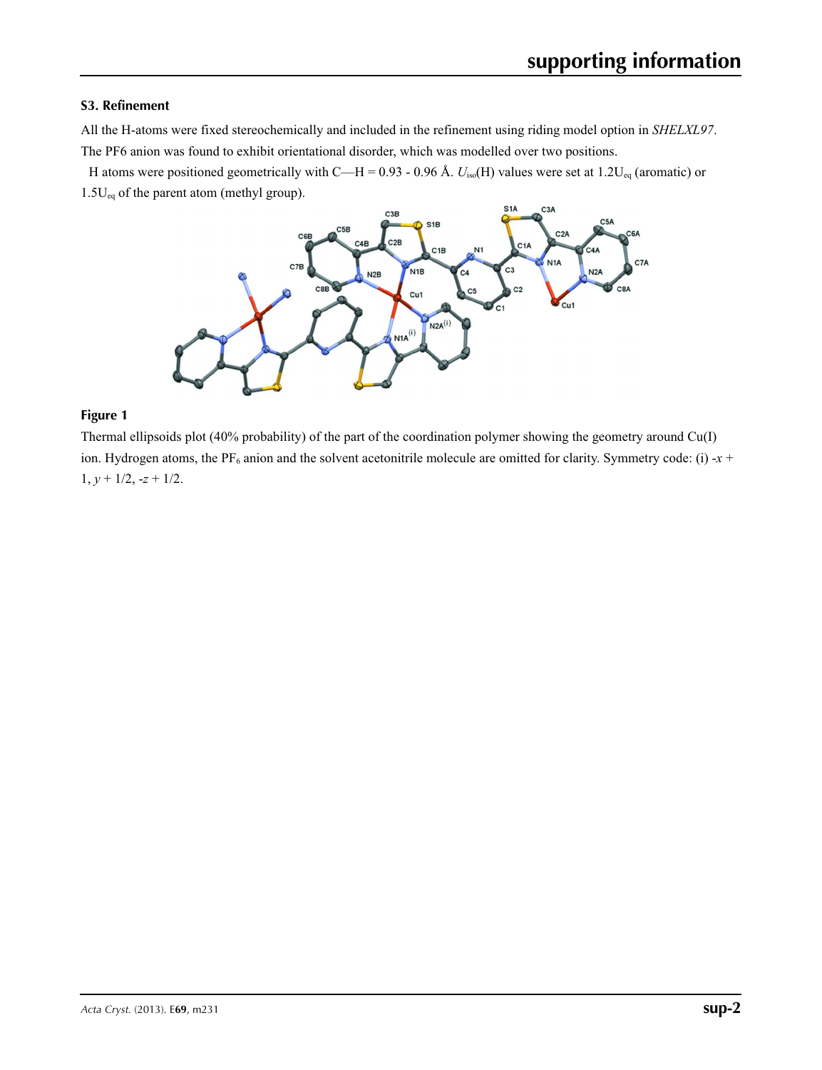### S3. Refinement

All the H-atoms were fixed stereochemically and included in the refinement using riding model option in *SHELXL97*. The PF6 anion was found to exhibit orientational disorder, which was modelled over two positions.

H atoms were positioned geometrically with C—H = 0.93 - 0.96 Å. $U_{iso}$(H) values were set at $1.2U_{eq}$ (aromatic) or $1.5U_{eq}$ of the parent atom (methyl group).

**Figure 1**

Thermal ellipsoids plot (40% probability) of the part of the coordination polymer showing the geometry around Cu(I) ion. Hydrogen atoms, the $PF_6$ anion and the solvent acetonitrile molecule are omitted for clarity. Symmetry code: (i) $-x + 1, y + 1/2, -z + 1/2$.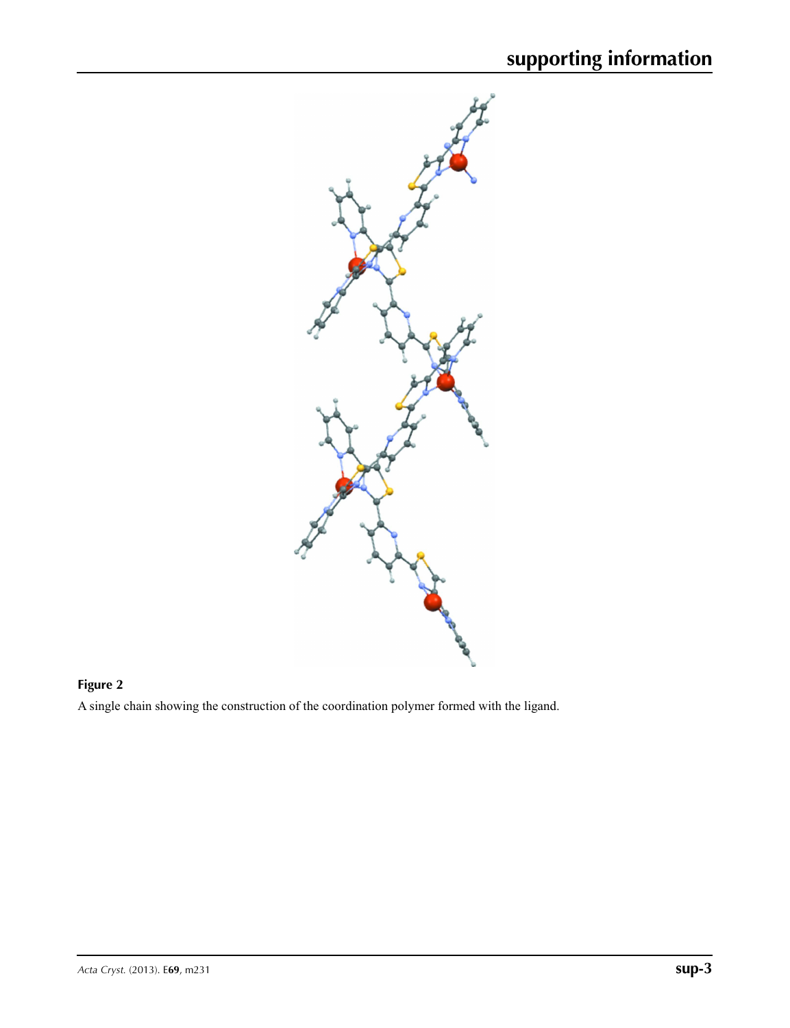**Figure 2**

A single chain showing the construction of the coordination polymer formed with the ligand.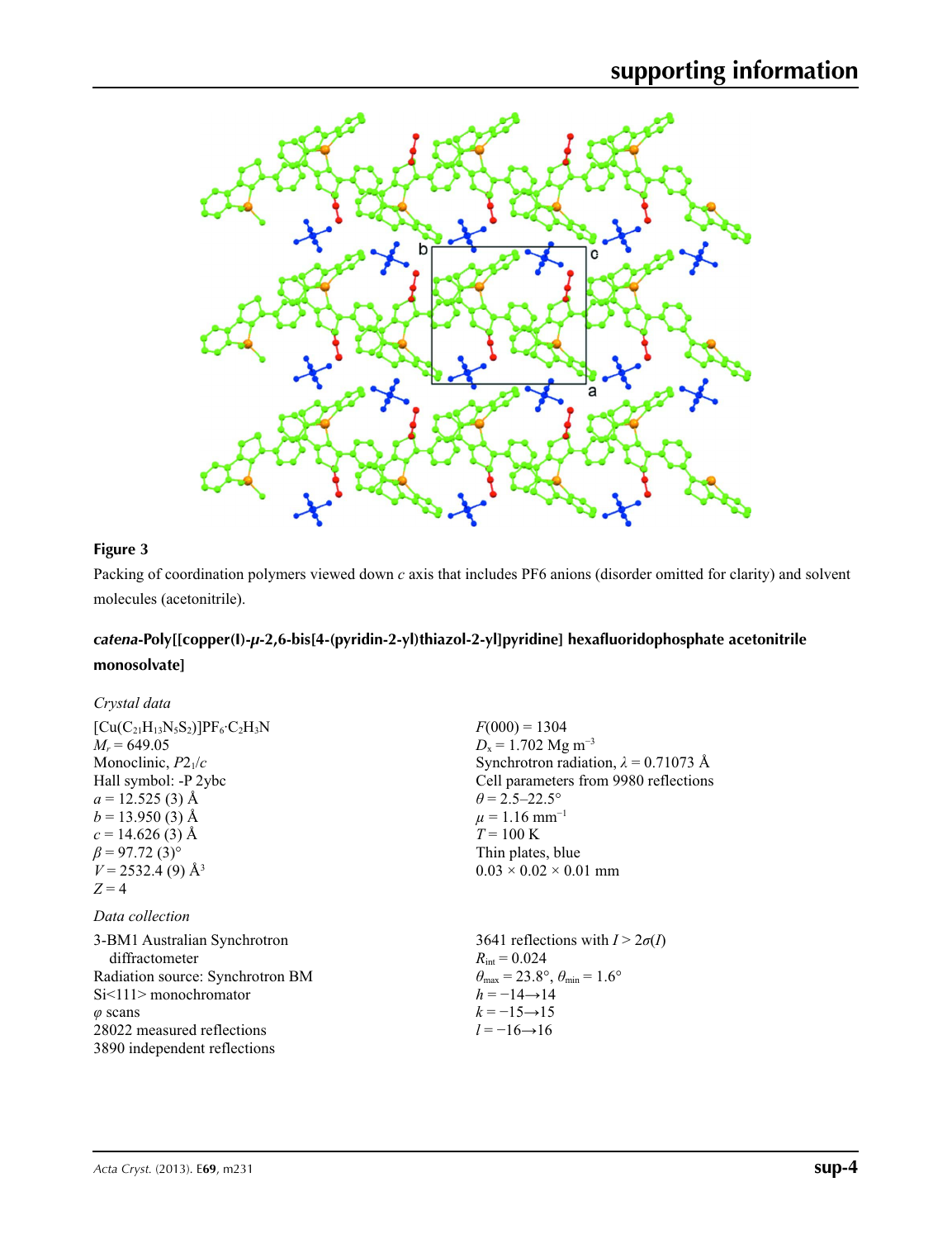**Figure 3**

Packing of coordination polymers viewed down *c* axis that includes PF6 anions (disorder omitted for clarity) and solvent molecules (acetonitrile).

## *catena*-Poly[[copper(I)-μ-2,6-bis[4-(pyridin-2-yl)thiazol-2-yl]pyridine] hexafluoridophosphate acetonitrile monosolvate]

### *Crystal data*

$[Cu(C_{21}H_{13}N_5S_2)]PF_6{\cdot}C_2H_3N$
$M_r = 649.05$
Monoclinic, $P2_1/c$
Hall symbol: -P 2ybc
$a = 12.525$ (3) Å
$b = 13.950$ (3) Å
$c = 14.626$ (3) Å
$\beta = 97.72$ (3)°
$V = 2532.4$ (9) Å$^3$
$Z = 4$
$F(000) = 1304$
$D_x = 1.702$ Mg m$^{-3}$
Synchrotron radiation, $\lambda = 0.71073$ Å
Cell parameters from 9980 reflections
$\theta = 2.5$–$22.5$°
$\mu = 1.16$ mm$^{-1}$
$T = 100$ K
Thin plates, blue
0.03 × 0.02 × 0.01 mm

### *Data collection*

3-BM1 Australian Synchrotron diffractometer
Radiation source: Synchrotron BM
Si<111> monochromator
$\varphi$ scans
28022 measured reflections
3890 independent reflections
3641 reflections with $I > 2\sigma(I)$
$R_{int} = 0.024$
$\theta_{max} = 23.8$°, $\theta_{min} = 1.6$°
$h = -14 \rightarrow 14$
$k = -15 \rightarrow 15$
$l = -16 \rightarrow 16$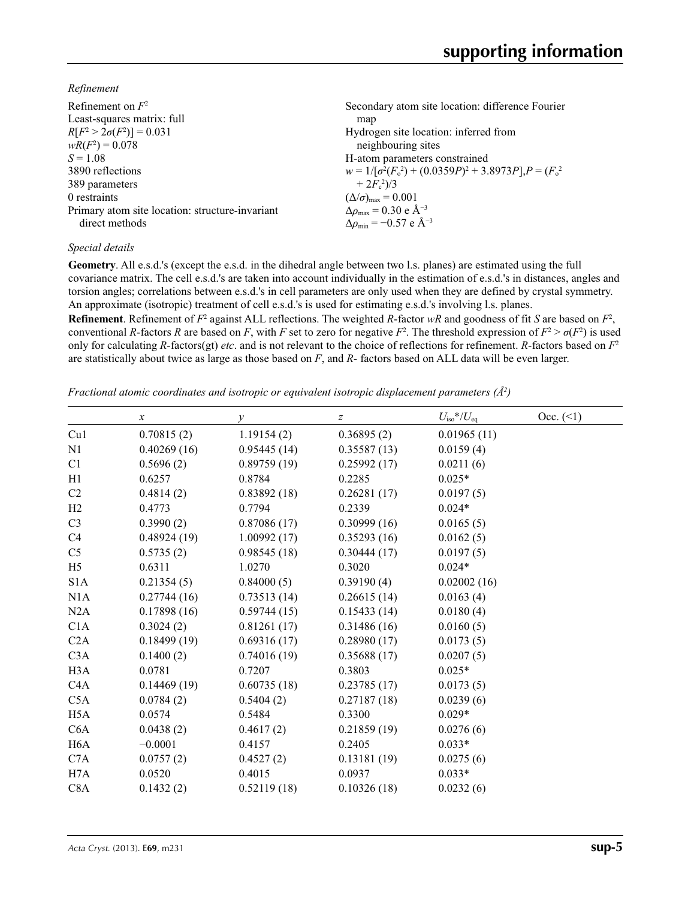*Refinement*

Refinement on $F^2$
Least-squares matrix: full
$R[F^2 > 2\sigma(F^2)] = 0.031$
$wR(F^2) = 0.078$
$S = 1.08$
3890 reflections
389 parameters
0 restraints
Primary atom site location: structure-invariant direct methods
Secondary atom site location: difference Fourier map
Hydrogen site location: inferred from neighbouring sites
H-atom parameters constrained
$w = 1/[\sigma^2(F_o^2) + (0.0359P)^2 + 3.8973P]$, $P = (F_o^2 + 2F_c^2)/3$
$(\Delta/\sigma)_{max} = 0.001$
$\Delta\rho_{max} = 0.30$ e Å$^{-3}$
$\Delta\rho_{min} = -0.57$ e Å$^{-3}$

*Special details*

**Geometry**. All e.s.d.'s (except the e.s.d. in the dihedral angle between two l.s. planes) are estimated using the full covariance matrix. The cell e.s.d.'s are taken into account individually in the estimation of e.s.d.'s in distances, angles and torsion angles; correlations between e.s.d.'s in cell parameters are only used when they are defined by crystal symmetry. An approximate (isotropic) treatment of cell e.s.d.'s is used for estimating e.s.d.'s involving l.s. planes.

**Refinement**. Refinement of $F^2$ against ALL reflections. The weighted $R$-factor $wR$ and goodness of fit $S$ are based on $F^2$, conventional $R$-factors $R$ are based on $F$, with $F$ set to zero for negative $F^2$. The threshold expression of $F^2 > \sigma(F^2)$ is used only for calculating $R$-factors(gt) *etc*. and is not relevant to the choice of reflections for refinement. $R$-factors based on $F^2$ are statistically about twice as large as those based on $F$, and $R$- factors based on ALL data will be even larger.

*Fractional atomic coordinates and isotropic or equivalent isotropic displacement parameters (Å$^2$)*

| | $x$ | $y$ | $z$ | $U_{iso}$\*/$U_{eq}$ | Occ. (<1) |
|---|---|---|---|---|---|
| Cu1 | 0.70815 (2) | 1.19154 (2) | 0.36895 (2) | 0.01965 (11) | |
| N1 | 0.40269 (16) | 0.95445 (14) | 0.35587 (13) | 0.0159 (4) | |
| C1 | 0.5696 (2) | 0.89759 (19) | 0.25992 (17) | 0.0211 (6) | |
| H1 | 0.6257 | 0.8784 | 0.2285 | 0.025* | |
| C2 | 0.4814 (2) | 0.83892 (18) | 0.26281 (17) | 0.0197 (5) | |
| H2 | 0.4773 | 0.7794 | 0.2339 | 0.024* | |
| C3 | 0.3990 (2) | 0.87086 (17) | 0.30999 (16) | 0.0165 (5) | |
| C4 | 0.48924 (19) | 1.00992 (17) | 0.35293 (16) | 0.0162 (5) | |
| C5 | 0.5735 (2) | 0.98545 (18) | 0.30444 (17) | 0.0197 (5) | |
| H5 | 0.6311 | 1.0270 | 0.3020 | 0.024* | |
| S1A | 0.21354 (5) | 0.84000 (5) | 0.39190 (4) | 0.02002 (16) | |
| N1A | 0.27744 (16) | 0.73513 (14) | 0.26615 (14) | 0.0163 (4) | |
| N2A | 0.17898 (16) | 0.59744 (15) | 0.15433 (14) | 0.0180 (4) | |
| C1A | 0.3024 (2) | 0.81261 (17) | 0.31486 (16) | 0.0160 (5) | |
| C2A | 0.18499 (19) | 0.69316 (17) | 0.28980 (17) | 0.0173 (5) | |
| C3A | 0.1400 (2) | 0.74016 (19) | 0.35688 (17) | 0.0207 (5) | |
| H3A | 0.0781 | 0.7207 | 0.3803 | 0.025* | |
| C4A | 0.14469 (19) | 0.60735 (18) | 0.23785 (17) | 0.0173 (5) | |
| C5A | 0.0784 (2) | 0.5404 (2) | 0.27187 (18) | 0.0239 (6) | |
| H5A | 0.0574 | 0.5484 | 0.3300 | 0.029* | |
| C6A | 0.0438 (2) | 0.4617 (2) | 0.21859 (19) | 0.0276 (6) | |
| H6A | −0.0001 | 0.4157 | 0.2405 | 0.033* | |
| C7A | 0.0757 (2) | 0.4527 (2) | 0.13181 (19) | 0.0275 (6) | |
| H7A | 0.0520 | 0.4015 | 0.0937 | 0.033* | |
| C8A | 0.1432 (2) | 0.52119 (18) | 0.10326 (18) | 0.0232 (6) | |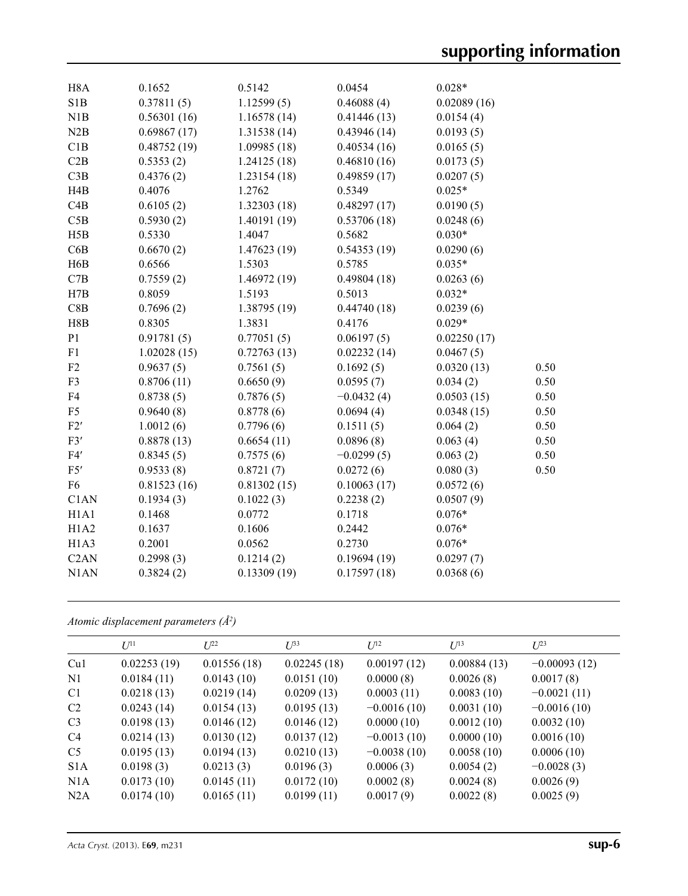| | | | | | |
|---|---|---|---|---|---|
| H8A | 0.1652 | 0.5142 | 0.0454 | 0.028* | |
| S1B | 0.37811 (5) | 1.12599 (5) | 0.46088 (4) | 0.02089 (16) | |
| N1B | 0.56301 (16) | 1.16578 (14) | 0.41446 (13) | 0.0154 (4) | |
| N2B | 0.69867 (17) | 1.31538 (14) | 0.43946 (14) | 0.0193 (5) | |
| C1B | 0.48752 (19) | 1.09985 (18) | 0.40534 (16) | 0.0165 (5) | |
| C2B | 0.5353 (2) | 1.24125 (18) | 0.46810 (16) | 0.0173 (5) | |
| C3B | 0.4376 (2) | 1.23154 (18) | 0.49859 (17) | 0.0207 (5) | |
| H4B | 0.4076 | 1.2762 | 0.5349 | 0.025* | |
| C4B | 0.6105 (2) | 1.32303 (18) | 0.48297 (17) | 0.0190 (5) | |
| C5B | 0.5930 (2) | 1.40191 (19) | 0.53706 (18) | 0.0248 (6) | |
| H5B | 0.5330 | 1.4047 | 0.5682 | 0.030* | |
| C6B | 0.6670 (2) | 1.47623 (19) | 0.54353 (19) | 0.0290 (6) | |
| H6B | 0.6566 | 1.5303 | 0.5785 | 0.035* | |
| C7B | 0.7559 (2) | 1.46972 (19) | 0.49804 (18) | 0.0263 (6) | |
| H7B | 0.8059 | 1.5193 | 0.5013 | 0.032* | |
| C8B | 0.7696 (2) | 1.38795 (19) | 0.44740 (18) | 0.0239 (6) | |
| H8B | 0.8305 | 1.3831 | 0.4176 | 0.029* | |
| P1 | 0.91781 (5) | 0.77051 (5) | 0.06197 (5) | 0.02250 (17) | |
| F1 | 1.02028 (15) | 0.72763 (13) | 0.02232 (14) | 0.0467 (5) | |
| F2 | 0.9637 (5) | 0.7561 (5) | 0.1692 (5) | 0.0320 (13) | 0.50 |
| F3 | 0.8706 (11) | 0.6650 (9) | 0.0595 (7) | 0.034 (2) | 0.50 |
| F4 | 0.8738 (5) | 0.7876 (5) | −0.0432 (4) | 0.0503 (15) | 0.50 |
| F5 | 0.9640 (8) | 0.8778 (6) | 0.0694 (4) | 0.0348 (15) | 0.50 |
| F2′ | 1.0012 (6) | 0.7796 (6) | 0.1511 (5) | 0.064 (2) | 0.50 |
| F3′ | 0.8878 (13) | 0.6654 (11) | 0.0896 (8) | 0.063 (4) | 0.50 |
| F4′ | 0.8345 (5) | 0.7575 (6) | −0.0299 (5) | 0.063 (2) | 0.50 |
| F5′ | 0.9533 (8) | 0.8721 (7) | 0.0272 (6) | 0.080 (3) | 0.50 |
| F6 | 0.81523 (16) | 0.81302 (15) | 0.10063 (17) | 0.0572 (6) | |
| C1AN | 0.1934 (3) | 0.1022 (3) | 0.2238 (2) | 0.0507 (9) | |
| H1A1 | 0.1468 | 0.0772 | 0.1718 | 0.076* | |
| H1A2 | 0.1637 | 0.1606 | 0.2442 | 0.076* | |
| H1A3 | 0.2001 | 0.0562 | 0.2730 | 0.076* | |
| C2AN | 0.2998 (3) | 0.1214 (2) | 0.19694 (19) | 0.0297 (7) | |
| N1AN | 0.3824 (2) | 0.13309 (19) | 0.17597 (18) | 0.0368 (6) | |

*Atomic displacement parameters (Å²)*

| | $U^{11}$ | $U^{22}$ | $U^{33}$ | $U^{12}$ | $U^{13}$ | $U^{23}$ |
|---|---|---|---|---|---|---|
| Cu1 | 0.02253 (19) | 0.01556 (18) | 0.02245 (18) | 0.00197 (12) | 0.00884 (13) | −0.00093 (12) |
| N1 | 0.0184 (11) | 0.0143 (10) | 0.0151 (10) | 0.0000 (8) | 0.0026 (8) | 0.0017 (8) |
| C1 | 0.0218 (13) | 0.0219 (14) | 0.0209 (13) | 0.0003 (11) | 0.0083 (10) | −0.0021 (11) |
| C2 | 0.0243 (14) | 0.0154 (13) | 0.0195 (13) | −0.0016 (10) | 0.0031 (10) | −0.0016 (10) |
| C3 | 0.0198 (13) | 0.0146 (12) | 0.0146 (12) | 0.0000 (10) | 0.0012 (10) | 0.0032 (10) |
| C4 | 0.0214 (13) | 0.0130 (12) | 0.0137 (12) | −0.0013 (10) | 0.0000 (10) | 0.0016 (10) |
| C5 | 0.0195 (13) | 0.0194 (13) | 0.0210 (13) | −0.0038 (10) | 0.0058 (10) | 0.0006 (10) |
| S1A | 0.0198 (3) | 0.0213 (3) | 0.0196 (3) | 0.0006 (3) | 0.0054 (2) | −0.0028 (3) |
| N1A | 0.0173 (10) | 0.0145 (11) | 0.0172 (10) | 0.0002 (8) | 0.0024 (8) | 0.0026 (9) |
| N2A | 0.0174 (10) | 0.0165 (11) | 0.0199 (11) | 0.0017 (9) | 0.0022 (8) | 0.0025 (9) |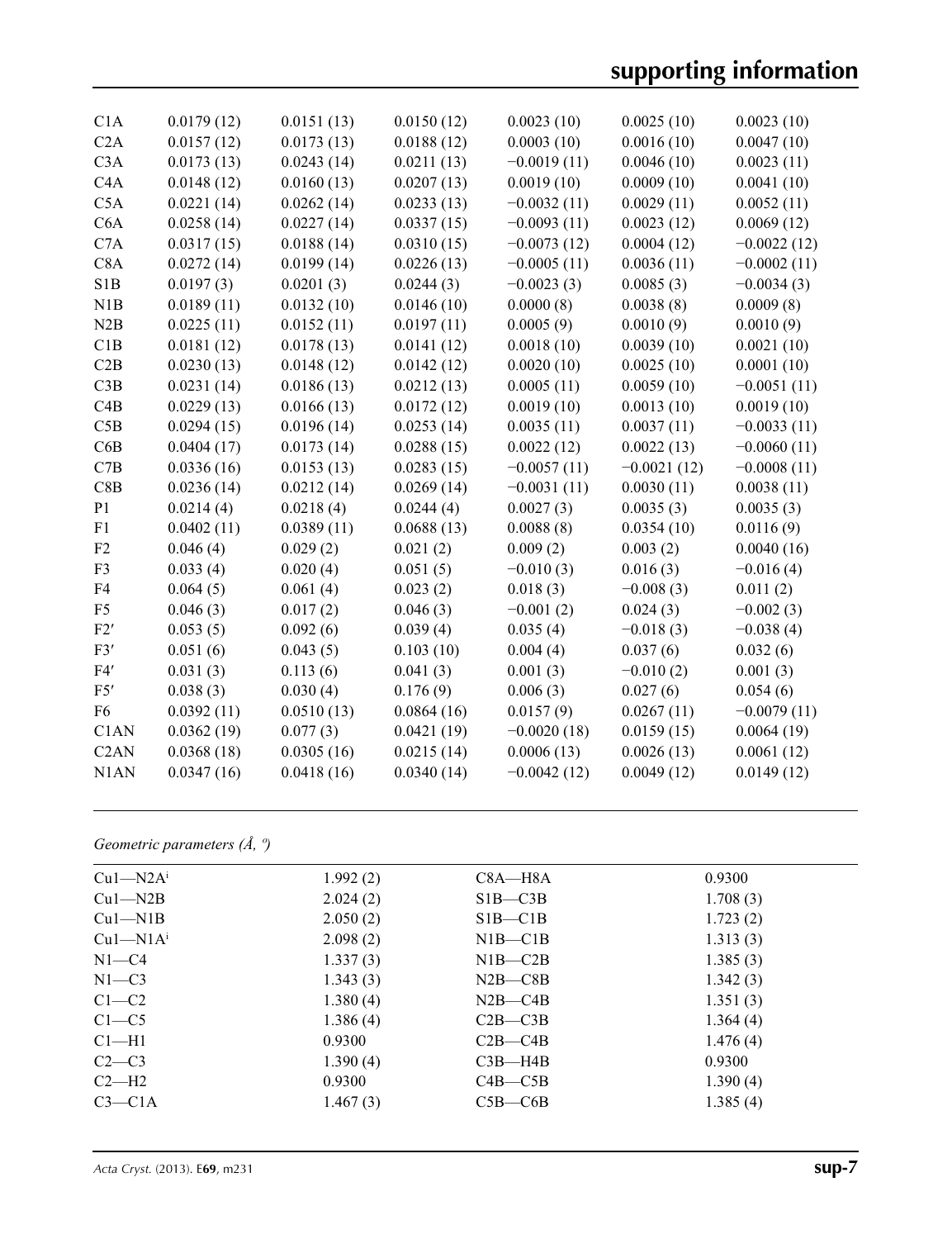| | | | | | | |
|---|---|---|---|---|---|---|
| C1A | 0.0179 (12) | 0.0151 (13) | 0.0150 (12) | 0.0023 (10) | 0.0025 (10) | 0.0023 (10) |
| C2A | 0.0157 (12) | 0.0173 (13) | 0.0188 (12) | 0.0003 (10) | 0.0016 (10) | 0.0047 (10) |
| C3A | 0.0173 (13) | 0.0243 (14) | 0.0211 (13) | −0.0019 (11) | 0.0046 (10) | 0.0023 (11) |
| C4A | 0.0148 (12) | 0.0160 (13) | 0.0207 (13) | 0.0019 (10) | 0.0009 (10) | 0.0041 (10) |
| C5A | 0.0221 (14) | 0.0262 (14) | 0.0233 (13) | −0.0032 (11) | 0.0029 (11) | 0.0052 (11) |
| C6A | 0.0258 (14) | 0.0227 (14) | 0.0337 (15) | −0.0093 (11) | 0.0023 (12) | 0.0069 (12) |
| C7A | 0.0317 (15) | 0.0188 (14) | 0.0310 (15) | −0.0073 (12) | 0.0004 (12) | −0.0022 (12) |
| C8A | 0.0272 (14) | 0.0199 (14) | 0.0226 (13) | −0.0005 (11) | 0.0036 (11) | −0.0002 (11) |
| S1B | 0.0197 (3) | 0.0201 (3) | 0.0244 (3) | −0.0023 (3) | 0.0085 (3) | −0.0034 (3) |
| N1B | 0.0189 (11) | 0.0132 (10) | 0.0146 (10) | 0.0000 (8) | 0.0038 (8) | 0.0009 (8) |
| N2B | 0.0225 (11) | 0.0152 (11) | 0.0197 (11) | 0.0005 (9) | 0.0010 (9) | 0.0010 (9) |
| C1B | 0.0181 (12) | 0.0178 (13) | 0.0141 (12) | 0.0018 (10) | 0.0039 (10) | 0.0021 (10) |
| C2B | 0.0230 (13) | 0.0148 (12) | 0.0142 (12) | 0.0020 (10) | 0.0025 (10) | 0.0001 (10) |
| C3B | 0.0231 (14) | 0.0186 (13) | 0.0212 (13) | 0.0005 (11) | 0.0059 (10) | −0.0051 (11) |
| C4B | 0.0229 (13) | 0.0166 (13) | 0.0172 (12) | 0.0019 (10) | 0.0013 (10) | 0.0019 (10) |
| C5B | 0.0294 (15) | 0.0196 (14) | 0.0253 (14) | 0.0035 (11) | 0.0037 (11) | −0.0033 (11) |
| C6B | 0.0404 (17) | 0.0173 (14) | 0.0288 (15) | 0.0022 (12) | 0.0022 (13) | −0.0060 (11) |
| C7B | 0.0336 (16) | 0.0153 (13) | 0.0283 (15) | −0.0057 (11) | −0.0021 (12) | −0.0008 (11) |
| C8B | 0.0236 (14) | 0.0212 (14) | 0.0269 (14) | −0.0031 (11) | 0.0030 (11) | 0.0038 (11) |
| P1 | 0.0214 (4) | 0.0218 (4) | 0.0244 (4) | 0.0027 (3) | 0.0035 (3) | 0.0035 (3) |
| F1 | 0.0402 (11) | 0.0389 (11) | 0.0688 (13) | 0.0088 (8) | 0.0354 (10) | 0.0116 (9) |
| F2 | 0.046 (4) | 0.029 (2) | 0.021 (2) | 0.009 (2) | 0.003 (2) | 0.0040 (16) |
| F3 | 0.033 (4) | 0.020 (4) | 0.051 (5) | −0.010 (3) | 0.016 (3) | −0.016 (4) |
| F4 | 0.064 (5) | 0.061 (4) | 0.023 (2) | 0.018 (3) | −0.008 (3) | 0.011 (2) |
| F5 | 0.046 (3) | 0.017 (2) | 0.046 (3) | −0.001 (2) | 0.024 (3) | −0.002 (3) |
| F2′ | 0.053 (5) | 0.092 (6) | 0.039 (4) | 0.035 (4) | −0.018 (3) | −0.038 (4) |
| F3′ | 0.051 (6) | 0.043 (5) | 0.103 (10) | 0.004 (4) | 0.037 (6) | 0.032 (6) |
| F4′ | 0.031 (3) | 0.113 (6) | 0.041 (3) | 0.001 (3) | −0.010 (2) | 0.001 (3) |
| F5′ | 0.038 (3) | 0.030 (4) | 0.176 (9) | 0.006 (3) | 0.027 (6) | 0.054 (6) |
| F6 | 0.0392 (11) | 0.0510 (13) | 0.0864 (16) | 0.0157 (9) | 0.0267 (11) | −0.0079 (11) |
| C1AN | 0.0362 (19) | 0.077 (3) | 0.0421 (19) | −0.0020 (18) | 0.0159 (15) | 0.0064 (19) |
| C2AN | 0.0368 (18) | 0.0305 (16) | 0.0215 (14) | 0.0006 (13) | 0.0026 (13) | 0.0061 (12) |
| N1AN | 0.0347 (16) | 0.0418 (16) | 0.0340 (14) | −0.0042 (12) | 0.0049 (12) | 0.0149 (12) |

*Geometric parameters (Å, º)*

| | | | |
|---|---|---|---|
| Cu1—N2A$^{i}$ | 1.992 (2) | C8A—H8A | 0.9300 |
| Cu1—N2B | 2.024 (2) | S1B—C3B | 1.708 (3) |
| Cu1—N1B | 2.050 (2) | S1B—C1B | 1.723 (2) |
| Cu1—N1A$^{i}$ | 2.098 (2) | N1B—C1B | 1.313 (3) |
| N1—C4 | 1.337 (3) | N1B—C2B | 1.385 (3) |
| N1—C3 | 1.343 (3) | N2B—C8B | 1.342 (3) |
| C1—C2 | 1.380 (4) | N2B—C4B | 1.351 (3) |
| C1—C5 | 1.386 (4) | C2B—C3B | 1.364 (4) |
| C1—H1 | 0.9300 | C2B—C4B | 1.476 (4) |
| C2—C3 | 1.390 (4) | C3B—H4B | 0.9300 |
| C2—H2 | 0.9300 | C4B—C5B | 1.390 (4) |
| C3—C1A | 1.467 (3) | C5B—C6B | 1.385 (4) |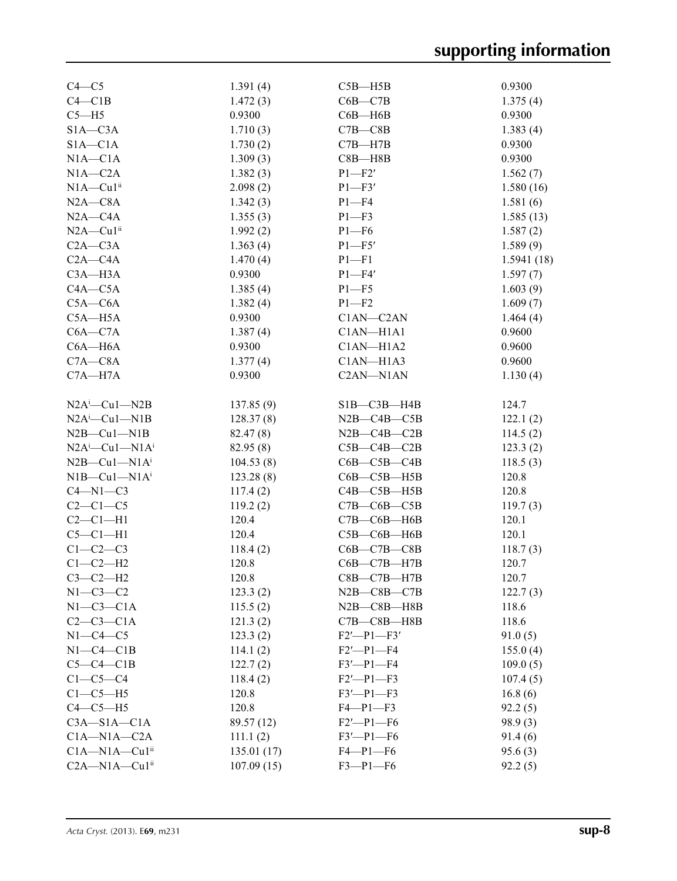| | | | |
|---|---|---|---|
| C4—C5 | 1.391 (4) | C5B—H5B | 0.9300 |
| C4—C1B | 1.472 (3) | C6B—C7B | 1.375 (4) |
| C5—H5 | 0.9300 | C6B—H6B | 0.9300 |
| S1A—C3A | 1.710 (3) | C7B—C8B | 1.383 (4) |
| S1A—C1A | 1.730 (2) | C7B—H7B | 0.9300 |
| N1A—C1A | 1.309 (3) | C8B—H8B | 0.9300 |
| N1A—C2A | 1.382 (3) | P1—F2′ | 1.562 (7) |
| N1A—Cu1$^{ii}$ | 2.098 (2) | P1—F3′ | 1.580 (16) |
| N2A—C8A | 1.342 (3) | P1—F4 | 1.581 (6) |
| N2A—C4A | 1.355 (3) | P1—F3 | 1.585 (13) |
| N2A—Cu1$^{ii}$ | 1.992 (2) | P1—F6 | 1.587 (2) |
| C2A—C3A | 1.363 (4) | P1—F5′ | 1.589 (9) |
| C2A—C4A | 1.470 (4) | P1—F1 | 1.5941 (18) |
| C3A—H3A | 0.9300 | P1—F4′ | 1.597 (7) |
| C4A—C5A | 1.385 (4) | P1—F5 | 1.603 (9) |
| C5A—C6A | 1.382 (4) | P1—F2 | 1.609 (7) |
| C5A—H5A | 0.9300 | C1AN—C2AN | 1.464 (4) |
| C6A—C7A | 1.387 (4) | C1AN—H1A1 | 0.9600 |
| C6A—H6A | 0.9300 | C1AN—H1A2 | 0.9600 |
| C7A—C8A | 1.377 (4) | C1AN—H1A3 | 0.9600 |
| C7A—H7A | 0.9300 | C2AN—N1AN | 1.130 (4) |
| | | | |
| N2A$^{i}$—Cu1—N2B | 137.85 (9) | S1B—C3B—H4B | 124.7 |
| N2A$^{i}$—Cu1—N1B | 128.37 (8) | N2B—C4B—C5B | 122.1 (2) |
| N2B—Cu1—N1B | 82.47 (8) | N2B—C4B—C2B | 114.5 (2) |
| N2A$^{i}$—Cu1—N1A$^{i}$ | 82.95 (8) | C5B—C4B—C2B | 123.3 (2) |
| N2B—Cu1—N1A$^{i}$ | 104.53 (8) | C6B—C5B—C4B | 118.5 (3) |
| N1B—Cu1—N1A$^{i}$ | 123.28 (8) | C6B—C5B—H5B | 120.8 |
| C4—N1—C3 | 117.4 (2) | C4B—C5B—H5B | 120.8 |
| C2—C1—C5 | 119.2 (2) | C7B—C6B—C5B | 119.7 (3) |
| C2—C1—H1 | 120.4 | C7B—C6B—H6B | 120.1 |
| C5—C1—H1 | 120.4 | C5B—C6B—H6B | 120.1 |
| C1—C2—C3 | 118.4 (2) | C6B—C7B—C8B | 118.7 (3) |
| C1—C2—H2 | 120.8 | C6B—C7B—H7B | 120.7 |
| C3—C2—H2 | 120.8 | C8B—C7B—H7B | 120.7 |
| N1—C3—C2 | 123.3 (2) | N2B—C8B—C7B | 122.7 (3) |
| N1—C3—C1A | 115.5 (2) | N2B—C8B—H8B | 118.6 |
| C2—C3—C1A | 121.3 (2) | C7B—C8B—H8B | 118.6 |
| N1—C4—C5 | 123.3 (2) | F2′—P1—F3′ | 91.0 (5) |
| N1—C4—C1B | 114.1 (2) | F2′—P1—F4 | 155.0 (4) |
| C5—C4—C1B | 122.7 (2) | F3′—P1—F4 | 109.0 (5) |
| C1—C5—C4 | 118.4 (2) | F2′—P1—F3 | 107.4 (5) |
| C1—C5—H5 | 120.8 | F3′—P1—F3 | 16.8 (6) |
| C4—C5—H5 | 120.8 | F4—P1—F3 | 92.2 (5) |
| C3A—S1A—C1A | 89.57 (12) | F2′—P1—F6 | 98.9 (3) |
| C1A—N1A—C2A | 111.1 (2) | F3′—P1—F6 | 91.4 (6) |
| C1A—N1A—Cu1$^{ii}$ | 135.01 (17) | F4—P1—F6 | 95.6 (3) |
| C2A—N1A—Cu1$^{ii}$ | 107.09 (15) | F3—P1—F6 | 92.2 (5) |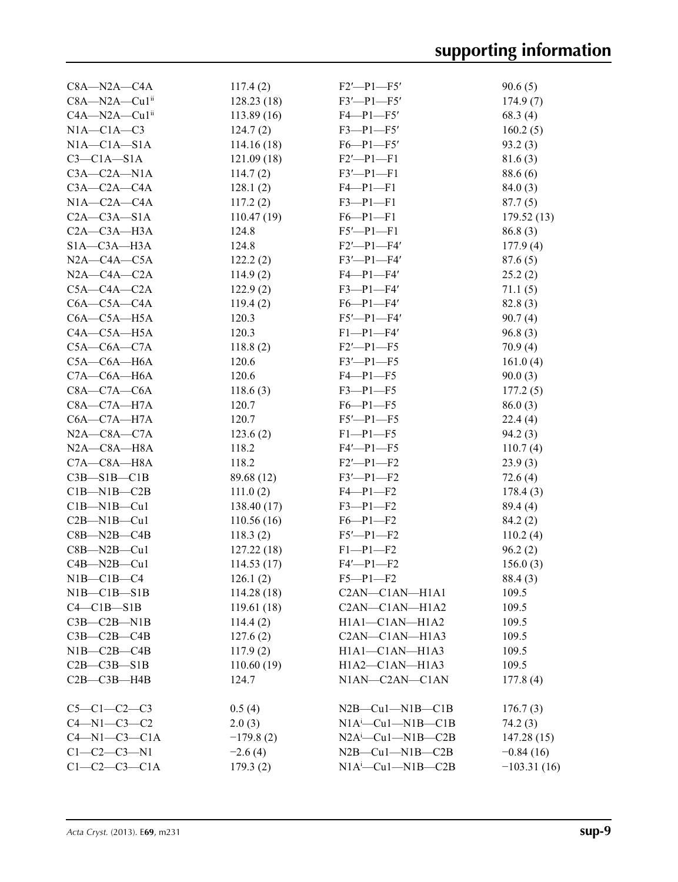| | | | |
|---|---|---|---|
| C8A—N2A—C4A | 117.4 (2) | F2′—P1—F5′ | 90.6 (5) |
| C8A—N2A—Cu1$^{ii}$ | 128.23 (18) | F3′—P1—F5′ | 174.9 (7) |
| C4A—N2A—Cu1$^{ii}$ | 113.89 (16) | F4—P1—F5′ | 68.3 (4) |
| N1A—C1A—C3 | 124.7 (2) | F3—P1—F5′ | 160.2 (5) |
| N1A—C1A—S1A | 114.16 (18) | F6—P1—F5′ | 93.2 (3) |
| C3—C1A—S1A | 121.09 (18) | F2′—P1—F1 | 81.6 (3) |
| C3A—C2A—N1A | 114.7 (2) | F3′—P1—F1 | 88.6 (6) |
| C3A—C2A—C4A | 128.1 (2) | F4—P1—F1 | 84.0 (3) |
| N1A—C2A—C4A | 117.2 (2) | F3—P1—F1 | 87.7 (5) |
| C2A—C3A—S1A | 110.47 (19) | F6—P1—F1 | 179.52 (13) |
| C2A—C3A—H3A | 124.8 | F5′—P1—F1 | 86.8 (3) |
| S1A—C3A—H3A | 124.8 | F2′—P1—F4′ | 177.9 (4) |
| N2A—C4A—C5A | 122.2 (2) | F3′—P1—F4′ | 87.6 (5) |
| N2A—C4A—C2A | 114.9 (2) | F4—P1—F4′ | 25.2 (2) |
| C5A—C4A—C2A | 122.9 (2) | F3—P1—F4′ | 71.1 (5) |
| C6A—C5A—C4A | 119.4 (2) | F6—P1—F4′ | 82.8 (3) |
| C6A—C5A—H5A | 120.3 | F5′—P1—F4′ | 90.7 (4) |
| C4A—C5A—H5A | 120.3 | F1—P1—F4′ | 96.8 (3) |
| C5A—C6A—C7A | 118.8 (2) | F2′—P1—F5 | 70.9 (4) |
| C5A—C6A—H6A | 120.6 | F3′—P1—F5 | 161.0 (4) |
| C7A—C6A—H6A | 120.6 | F4—P1—F5 | 90.0 (3) |
| C8A—C7A—C6A | 118.6 (3) | F3—P1—F5 | 177.2 (5) |
| C8A—C7A—H7A | 120.7 | F6—P1—F5 | 86.0 (3) |
| C6A—C7A—H7A | 120.7 | F5′—P1—F5 | 22.4 (4) |
| N2A—C8A—C7A | 123.6 (2) | F1—P1—F5 | 94.2 (3) |
| N2A—C8A—H8A | 118.2 | F4′—P1—F5 | 110.7 (4) |
| C7A—C8A—H8A | 118.2 | F2′—P1—F2 | 23.9 (3) |
| C3B—S1B—C1B | 89.68 (12) | F3′—P1—F2 | 72.6 (4) |
| C1B—N1B—C2B | 111.0 (2) | F4—P1—F2 | 178.4 (3) |
| C1B—N1B—Cu1 | 138.40 (17) | F3—P1—F2 | 89.4 (4) |
| C2B—N1B—Cu1 | 110.56 (16) | F6—P1—F2 | 84.2 (2) |
| C8B—N2B—C4B | 118.3 (2) | F5′—P1—F2 | 110.2 (4) |
| C8B—N2B—Cu1 | 127.22 (18) | F1—P1—F2 | 96.2 (2) |
| C4B—N2B—Cu1 | 114.53 (17) | F4′—P1—F2 | 156.0 (3) |
| N1B—C1B—C4 | 126.1 (2) | F5—P1—F2 | 88.4 (3) |
| N1B—C1B—S1B | 114.28 (18) | C2AN—C1AN—H1A1 | 109.5 |
| C4—C1B—S1B | 119.61 (18) | C2AN—C1AN—H1A2 | 109.5 |
| C3B—C2B—N1B | 114.4 (2) | H1A1—C1AN—H1A2 | 109.5 |
| C3B—C2B—C4B | 127.6 (2) | C2AN—C1AN—H1A3 | 109.5 |
| N1B—C2B—C4B | 117.9 (2) | H1A1—C1AN—H1A3 | 109.5 |
| C2B—C3B—S1B | 110.60 (19) | H1A2—C1AN—H1A3 | 109.5 |
| C2B—C3B—H4B | 124.7 | N1AN—C2AN—C1AN | 177.8 (4) |
| | | | |
| C5—C1—C2—C3 | 0.5 (4) | N2B—Cu1—N1B—C1B | 176.7 (3) |
| C4—N1—C3—C2 | 2.0 (3) | N1A$^{i}$—Cu1—N1B—C1B | 74.2 (3) |
| C4—N1—C3—C1A | −179.8 (2) | N2A$^{i}$—Cu1—N1B—C2B | 147.28 (15) |
| C1—C2—C3—N1 | −2.6 (4) | N2B—Cu1—N1B—C2B | −0.84 (16) |
| C1—C2—C3—C1A | 179.3 (2) | N1A$^{i}$—Cu1—N1B—C2B | −103.31 (16) |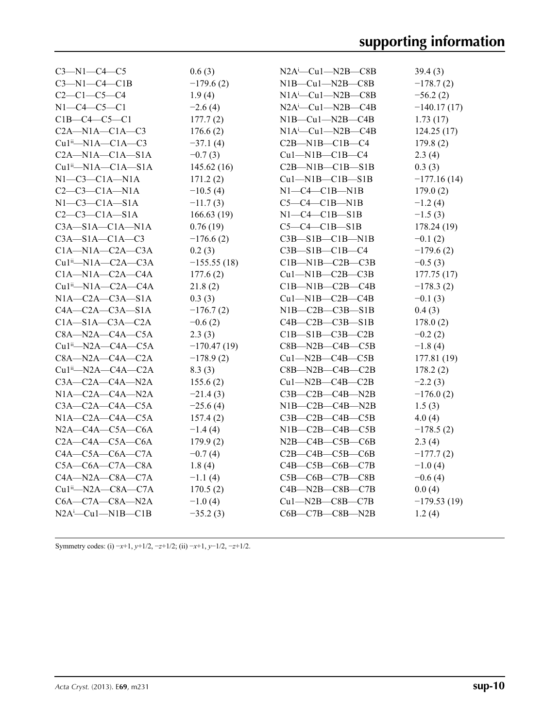| | | | |
|---|---|---|---|
| C3—N1—C4—C5 | 0.6 (3) | N2A$^{i}$—Cu1—N2B—C8B | 39.4 (3) |
| C3—N1—C4—C1B | −179.6 (2) | N1B—Cu1—N2B—C8B | −178.7 (2) |
| C2—C1—C5—C4 | 1.9 (4) | N1A$^{i}$—Cu1—N2B—C8B | −56.2 (2) |
| N1—C4—C5—C1 | −2.6 (4) | N2A$^{i}$—Cu1—N2B—C4B | −140.17 (17) |
| C1B—C4—C5—C1 | 177.7 (2) | N1B—Cu1—N2B—C4B | 1.73 (17) |
| C2A—N1A—C1A—C3 | 176.6 (2) | N1A$^{i}$—Cu1—N2B—C4B | 124.25 (17) |
| Cu1$^{ii}$—N1A—C1A—C3 | −37.1 (4) | C2B—N1B—C1B—C4 | 179.8 (2) |
| C2A—N1A—C1A—S1A | −0.7 (3) | Cu1—N1B—C1B—C4 | 2.3 (4) |
| Cu1$^{ii}$—N1A—C1A—S1A | 145.62 (16) | C2B—N1B—C1B—S1B | 0.3 (3) |
| N1—C3—C1A—N1A | 171.2 (2) | Cu1—N1B—C1B—S1B | −177.16 (14) |
| C2—C3—C1A—N1A | −10.5 (4) | N1—C4—C1B—N1B | 179.0 (2) |
| N1—C3—C1A—S1A | −11.7 (3) | C5—C4—C1B—N1B | −1.2 (4) |
| C2—C3—C1A—S1A | 166.63 (19) | N1—C4—C1B—S1B | −1.5 (3) |
| C3A—S1A—C1A—N1A | 0.76 (19) | C5—C4—C1B—S1B | 178.24 (19) |
| C3A—S1A—C1A—C3 | −176.6 (2) | C3B—S1B—C1B—N1B | −0.1 (2) |
| C1A—N1A—C2A—C3A | 0.2 (3) | C3B—S1B—C1B—C4 | −179.6 (2) |
| Cu1$^{ii}$—N1A—C2A—C3A | −155.55 (18) | C1B—N1B—C2B—C3B | −0.5 (3) |
| C1A—N1A—C2A—C4A | 177.6 (2) | Cu1—N1B—C2B—C3B | 177.75 (17) |
| Cu1$^{ii}$—N1A—C2A—C4A | 21.8 (2) | C1B—N1B—C2B—C4B | −178.3 (2) |
| N1A—C2A—C3A—S1A | 0.3 (3) | Cu1—N1B—C2B—C4B | −0.1 (3) |
| C4A—C2A—C3A—S1A | −176.7 (2) | N1B—C2B—C3B—S1B | 0.4 (3) |
| C1A—S1A—C3A—C2A | −0.6 (2) | C4B—C2B—C3B—S1B | 178.0 (2) |
| C8A—N2A—C4A—C5A | 2.3 (3) | C1B—S1B—C3B—C2B | −0.2 (2) |
| Cu1$^{ii}$—N2A—C4A—C5A | −170.47 (19) | C8B—N2B—C4B—C5B | −1.8 (4) |
| C8A—N2A—C4A—C2A | −178.9 (2) | Cu1—N2B—C4B—C5B | 177.81 (19) |
| Cu1$^{ii}$—N2A—C4A—C2A | 8.3 (3) | C8B—N2B—C4B—C2B | 178.2 (2) |
| C3A—C2A—C4A—N2A | 155.6 (2) | Cu1—N2B—C4B—C2B | −2.2 (3) |
| N1A—C2A—C4A—N2A | −21.4 (3) | C3B—C2B—C4B—N2B | −176.0 (2) |
| C3A—C2A—C4A—C5A | −25.6 (4) | N1B—C2B—C4B—N2B | 1.5 (3) |
| N1A—C2A—C4A—C5A | 157.4 (2) | C3B—C2B—C4B—C5B | 4.0 (4) |
| N2A—C4A—C5A—C6A | −1.4 (4) | N1B—C2B—C4B—C5B | −178.5 (2) |
| C2A—C4A—C5A—C6A | 179.9 (2) | N2B—C4B—C5B—C6B | 2.3 (4) |
| C4A—C5A—C6A—C7A | −0.7 (4) | C2B—C4B—C5B—C6B | −177.7 (2) |
| C5A—C6A—C7A—C8A | 1.8 (4) | C4B—C5B—C6B—C7B | −1.0 (4) |
| C4A—N2A—C8A—C7A | −1.1 (4) | C5B—C6B—C7B—C8B | −0.6 (4) |
| Cu1$^{ii}$—N2A—C8A—C7A | 170.5 (2) | C4B—N2B—C8B—C7B | 0.0 (4) |
| C6A—C7A—C8A—N2A | −1.0 (4) | Cu1—N2B—C8B—C7B | −179.53 (19) |
| N2A$^{i}$—Cu1—N1B—C1B | −35.2 (3) | C6B—C7B—C8B—N2B | 1.2 (4) |

Symmetry codes: (i) −*x*+1, *y*+1/2, −*z*+1/2; (ii) −*x*+1, *y*−1/2, −*z*+1/2.